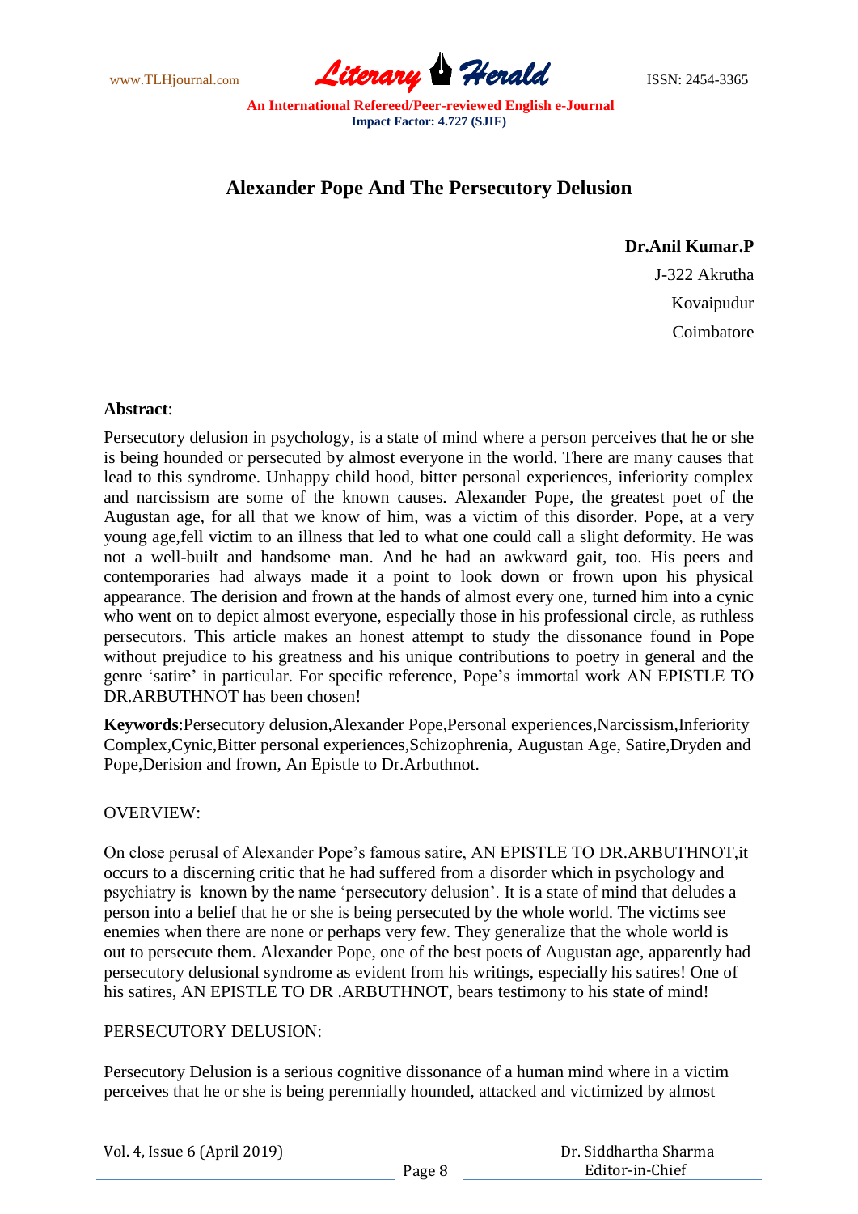# Alexander Pope And The Persecutory Delusion

**Dr.Anil Kumar.P**

J-322 Akrutha

Kovaipudur

Coimbatore

**Abstract**:

Persecutory delusion in psychology, is a state of mind where a person perceives that he or she is being hounded or persecuted by almost everyone in the world. There are many causes that lead to this syndrome. Unhappy child hood, bitter personal experiences, inferiority complex and narcissism are some of the known causes. Alexander Pope, the greatest poet of the Augustan age, for all that we know of him, was a victim of this disorder. Pope, at a very young age,fell victim to an illness that led to what one could call a slight deformity. He was not a well-built and handsome man. And he had an awkward gait, too. His peers and contemporaries had always made it a point to look down or frown upon his physical appearance. The derision and frown at the hands of almost every one, turned him into a cynic who went on to depict almost everyone, especially those in his professional circle, as ruthless persecutors. This article makes an honest attempt to study the dissonance found in Pope without prejudice to his greatness and his unique contributions to poetry in general and the genre 'satire' in particular. For specific reference, Pope's immortal work AN EPISTLE TO DR.ARBUTHNOT has been chosen!

**Keywords**:Persecutory delusion,Alexander Pope,Personal experiences,Narcissism,Inferiority Complex,Cynic,Bitter personal experiences,Schizophrenia, Augustan Age, Satire,Dryden and Pope,Derision and frown, An Epistle to Dr.Arbuthnot.

OVERVIEW:

On close perusal of Alexander Pope's famous satire, AN EPISTLE TO DR.ARBUTHNOT,it occurs to a discerning critic that he had suffered from a disorder which in psychology and psychiatry is known by the name 'persecutory delusion'. It is a state of mind that deludes a person into a belief that he or she is being persecuted by the whole world. The victims see enemies when there are none or perhaps very few. They generalize that the whole world is out to persecute them. Alexander Pope, one of the best poets of Augustan age, apparently had persecutory delusional syndrome as evident from his writings, especially his satires! One of his satires, AN EPISTLE TO DR .ARBUTHNOT, bears testimony to his state of mind!

PERSECUTORY DELUSION:

Persecutory Delusion is a serious cognitive dissonance of a human mind where in a victim perceives that he or she is being perennially hounded, attacked and victimized by almost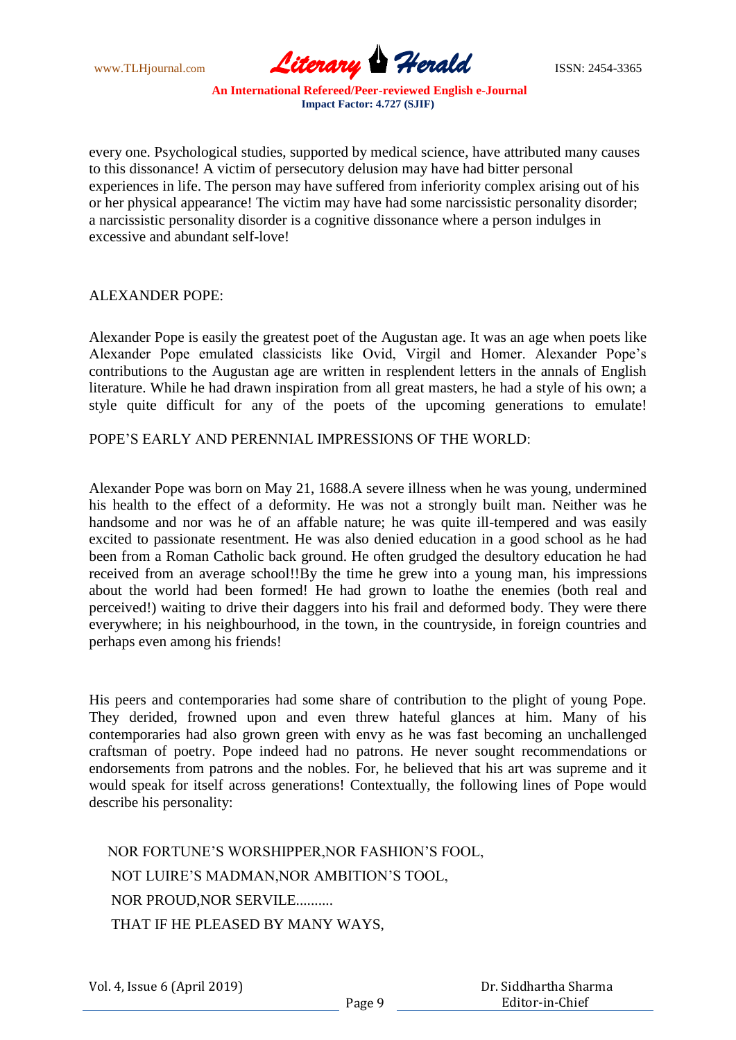every one. Psychological studies, supported by medical science, have attributed many causes to this dissonance! A victim of persecutory delusion may have had bitter personal experiences in life. The person may have suffered from inferiority complex arising out of his or her physical appearance! The victim may have had some narcissistic personality disorder; a narcissistic personality disorder is a cognitive dissonance where a person indulges in excessive and abundant self-love!

ALEXANDER POPE:

Alexander Pope is easily the greatest poet of the Augustan age. It was an age when poets like Alexander Pope emulated classicists like Ovid, Virgil and Homer. Alexander Pope's contributions to the Augustan age are written in resplendent letters in the annals of English literature. While he had drawn inspiration from all great masters, he had a style of his own; a style quite difficult for any of the poets of the upcoming generations to emulate!

POPE'S EARLY AND PERENNIAL IMPRESSIONS OF THE WORLD:

Alexander Pope was born on May 21, 1688.A severe illness when he was young, undermined his health to the effect of a deformity. He was not a strongly built man. Neither was he handsome and nor was he of an affable nature; he was quite ill-tempered and was easily excited to passionate resentment. He was also denied education in a good school as he had been from a Roman Catholic back ground. He often grudged the desultory education he had received from an average school!!By the time he grew into a young man, his impressions about the world had been formed! He had grown to loathe the enemies (both real and perceived!) waiting to drive their daggers into his frail and deformed body. They were there everywhere; in his neighbourhood, in the town, in the countryside, in foreign countries and perhaps even among his friends!

His peers and contemporaries had some share of contribution to the plight of young Pope. They derided, frowned upon and even threw hateful glances at him. Many of his contemporaries had also grown green with envy as he was fast becoming an unchallenged craftsman of poetry. Pope indeed had no patrons. He never sought recommendations or endorsements from patrons and the nobles. For, he believed that his art was supreme and it would speak for itself across generations! Contextually, the following lines of Pope would describe his personality:

NOR FORTUNE'S WORSHIPPER,NOR FASHION'S FOOL,  
NOT LUIRE'S MADMAN,NOR AMBITION'S TOOL,  
NOR PROUD,NOR SERVILE..........  
THAT IF HE PLEASED BY MANY WAYS,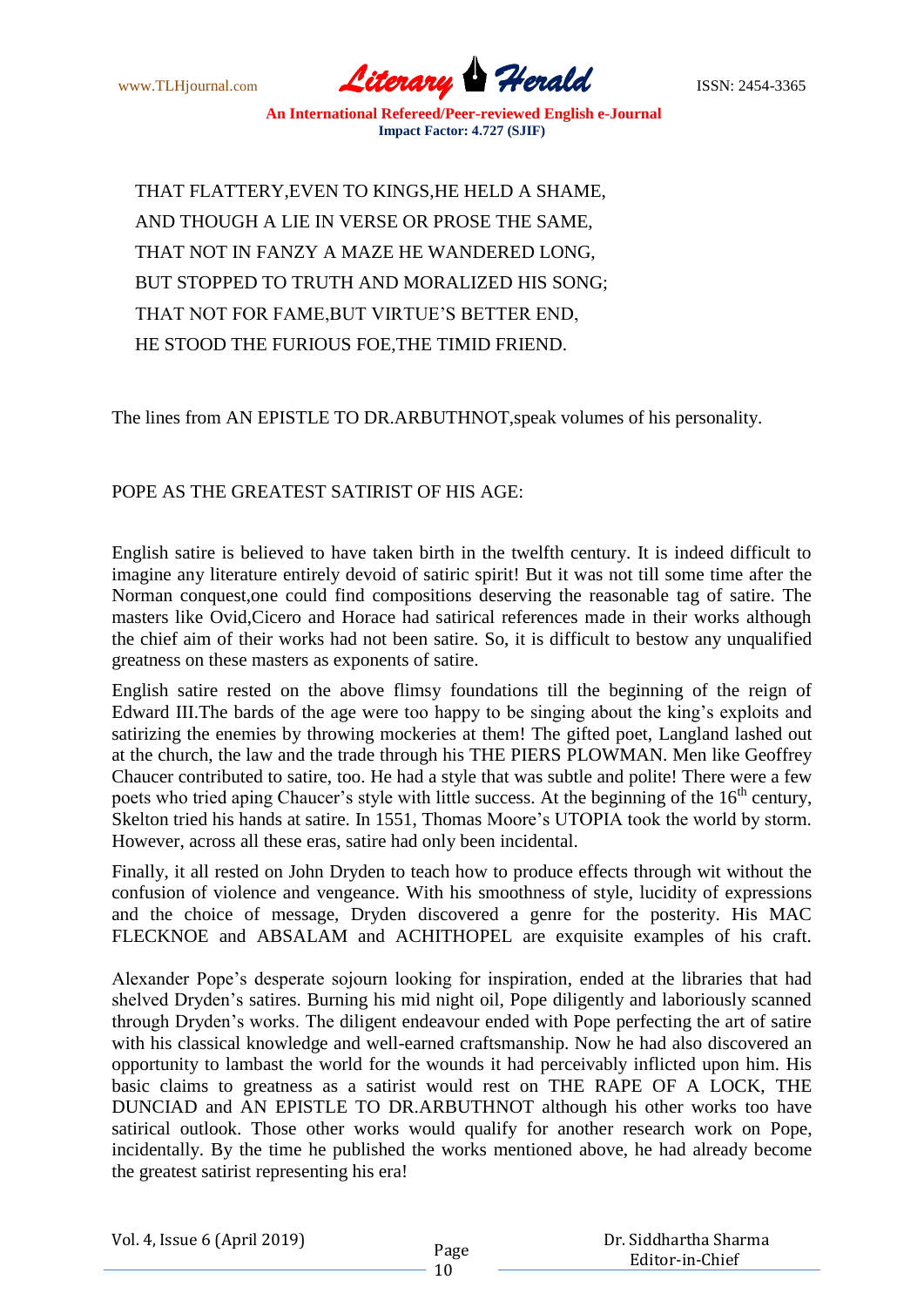THAT FLATTERY,EVEN TO KINGS,HE HELD A SHAME,  
AND THOUGH A LIE IN VERSE OR PROSE THE SAME,  
THAT NOT IN FANZY A MAZE HE WANDERED LONG,  
BUT STOPPED TO TRUTH AND MORALIZED HIS SONG;  
THAT NOT FOR FAME,BUT VIRTUE'S BETTER END,  
HE STOOD THE FURIOUS FOE,THE TIMID FRIEND.

The lines from AN EPISTLE TO DR.ARBUTHNOT,speak volumes of his personality.

POPE AS THE GREATEST SATIRIST OF HIS AGE:

English satire is believed to have taken birth in the twelfth century. It is indeed difficult to imagine any literature entirely devoid of satiric spirit! But it was not till some time after the Norman conquest,one could find compositions deserving the reasonable tag of satire. The masters like Ovid,Cicero and Horace had satirical references made in their works although the chief aim of their works had not been satire. So, it is difficult to bestow any unqualified greatness on these masters as exponents of satire.

English satire rested on the above flimsy foundations till the beginning of the reign of Edward III.The bards of the age were too happy to be singing about the king's exploits and satirizing the enemies by throwing mockeries at them! The gifted poet, Langland lashed out at the church, the law and the trade through his THE PIERS PLOWMAN. Men like Geoffrey Chaucer contributed to satire, too. He had a style that was subtle and polite! There were a few poets who tried aping Chaucer's style with little success. At the beginning of the 16th century, Skelton tried his hands at satire. In 1551, Thomas Moore's UTOPIA took the world by storm. However, across all these eras, satire had only been incidental.

Finally, it all rested on John Dryden to teach how to produce effects through wit without the confusion of violence and vengeance. With his smoothness of style, lucidity of expressions and the choice of message, Dryden discovered a genre for the posterity. His MAC FLECKNOE and ABSALAM and ACHITHOPEL are exquisite examples of his craft.

Alexander Pope's desperate sojourn looking for inspiration, ended at the libraries that had shelved Dryden's satires. Burning his mid night oil, Pope diligently and laboriously scanned through Dryden's works. The diligent endeavour ended with Pope perfecting the art of satire with his classical knowledge and well-earned craftsmanship. Now he had also discovered an opportunity to lambast the world for the wounds it had perceivably inflicted upon him. His basic claims to greatness as a satirist would rest on THE RAPE OF A LOCK, THE DUNCIAD and AN EPISTLE TO DR.ARBUTHNOT although his other works too have satirical outlook. Those other works would qualify for another research work on Pope, incidentally. By the time he published the works mentioned above, he had already become the greatest satirist representing his era!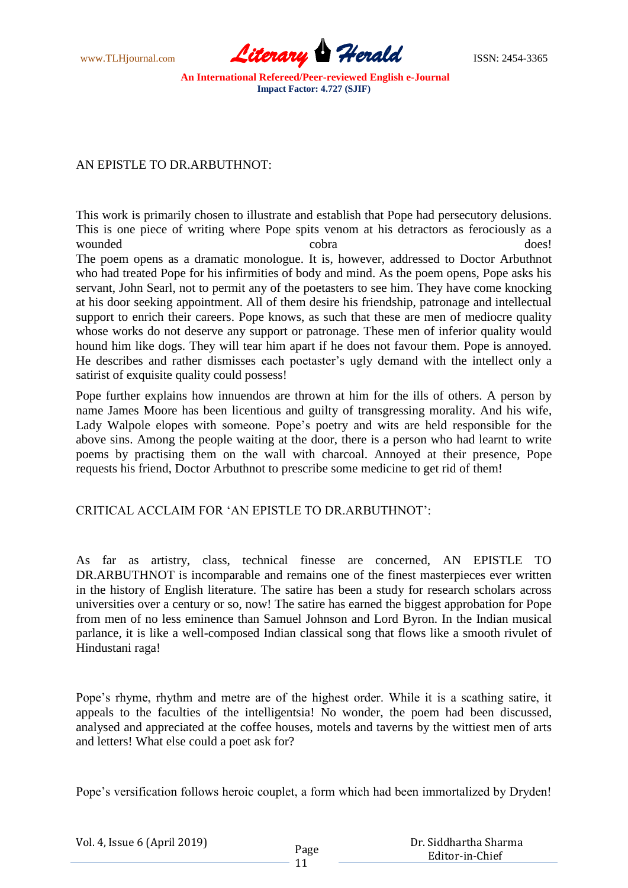## AN EPISTLE TO DR.ARBUTHNOT:

This work is primarily chosen to illustrate and establish that Pope had persecutory delusions. This is one piece of writing where Pope spits venom at his detractors as ferociously as a wounded cobra does!

The poem opens as a dramatic monologue. It is, however, addressed to Doctor Arbuthnot who had treated Pope for his infirmities of body and mind. As the poem opens, Pope asks his servant, John Searl, not to permit any of the poetasters to see him. They have come knocking at his door seeking appointment. All of them desire his friendship, patronage and intellectual support to enrich their careers. Pope knows, as such that these are men of mediocre quality whose works do not deserve any support or patronage. These men of inferior quality would hound him like dogs. They will tear him apart if he does not favour them. Pope is annoyed. He describes and rather dismisses each poetaster's ugly demand with the intellect only a satirist of exquisite quality could possess!

Pope further explains how innuendos are thrown at him for the ills of others. A person by name James Moore has been licentious and guilty of transgressing morality. And his wife, Lady Walpole elopes with someone. Pope's poetry and wits are held responsible for the above sins. Among the people waiting at the door, there is a person who had learnt to write poems by practising them on the wall with charcoal. Annoyed at their presence, Pope requests his friend, Doctor Arbuthnot to prescribe some medicine to get rid of them!

## CRITICAL ACCLAIM FOR 'AN EPISTLE TO DR.ARBUTHNOT':

As far as artistry, class, technical finesse are concerned, AN EPISTLE TO DR.ARBUTHNOT is incomparable and remains one of the finest masterpieces ever written in the history of English literature. The satire has been a study for research scholars across universities over a century or so, now! The satire has earned the biggest approbation for Pope from men of no less eminence than Samuel Johnson and Lord Byron. In the Indian musical parlance, it is like a well-composed Indian classical song that flows like a smooth rivulet of Hindustani raga!

Pope's rhyme, rhythm and metre are of the highest order. While it is a scathing satire, it appeals to the faculties of the intelligentsia! No wonder, the poem had been discussed, analysed and appreciated at the coffee houses, motels and taverns by the wittiest men of arts and letters! What else could a poet ask for?

Pope's versification follows heroic couplet, a form which had been immortalized by Dryden!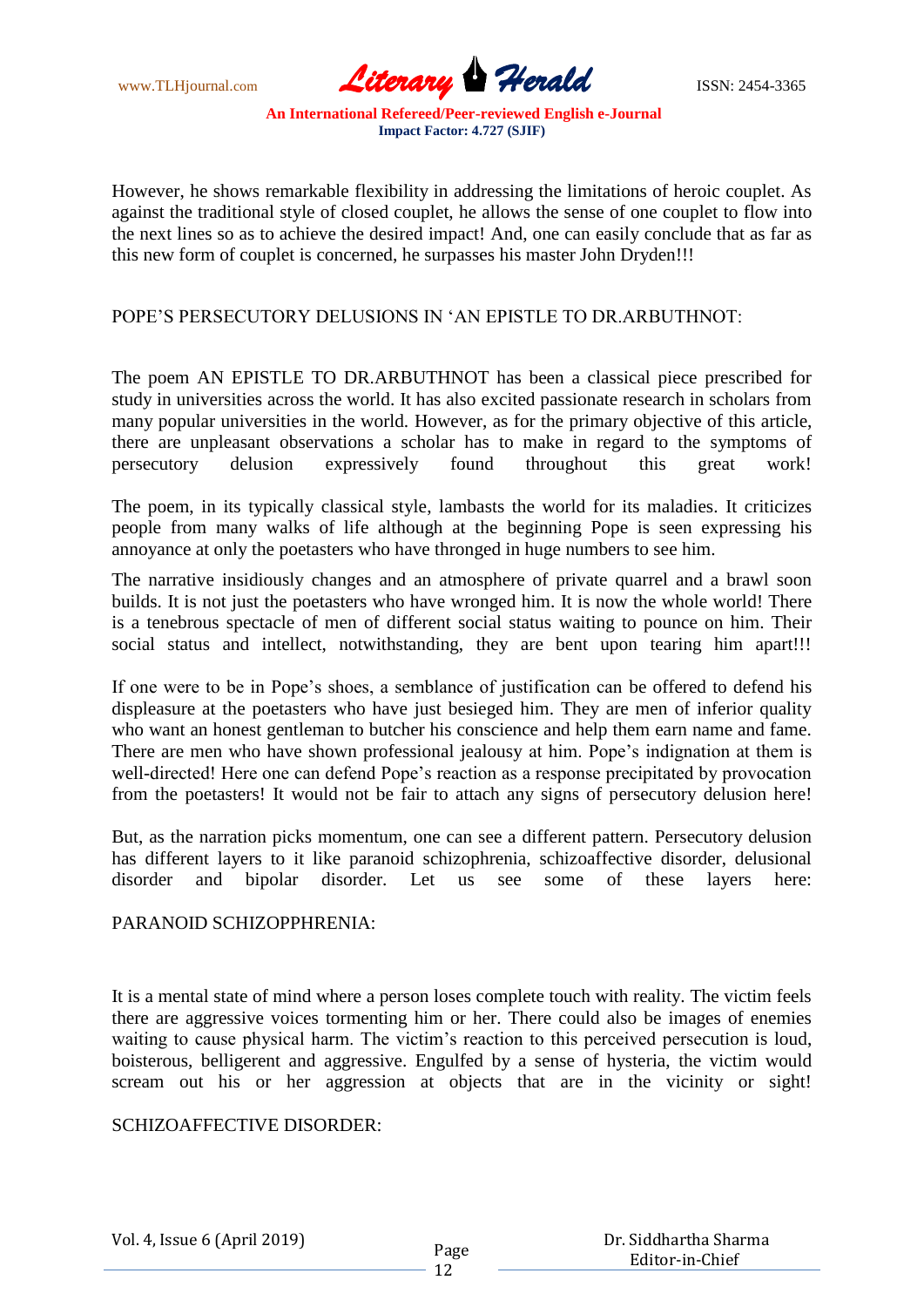However, he shows remarkable flexibility in addressing the limitations of heroic couplet. As against the traditional style of closed couplet, he allows the sense of one couplet to flow into the next lines so as to achieve the desired impact! And, one can easily conclude that as far as this new form of couplet is concerned, he surpasses his master John Dryden!!!

## POPE'S PERSECUTORY DELUSIONS IN 'AN EPISTLE TO DR.ARBUTHNOT:

The poem AN EPISTLE TO DR.ARBUTHNOT has been a classical piece prescribed for study in universities across the world. It has also excited passionate research in scholars from many popular universities in the world. However, as for the primary objective of this article, there are unpleasant observations a scholar has to make in regard to the symptoms of persecutory delusion expressively found throughout this great work!

The poem, in its typically classical style, lambasts the world for its maladies. It criticizes people from many walks of life although at the beginning Pope is seen expressing his annoyance at only the poetasters who have thronged in huge numbers to see him.

The narrative insidiously changes and an atmosphere of private quarrel and a brawl soon builds. It is not just the poetasters who have wronged him. It is now the whole world! There is a tenebrous spectacle of men of different social status waiting to pounce on him. Their social status and intellect, notwithstanding, they are bent upon tearing him apart!!!

If one were to be in Pope's shoes, a semblance of justification can be offered to defend his displeasure at the poetasters who have just besieged him. They are men of inferior quality who want an honest gentleman to butcher his conscience and help them earn name and fame. There are men who have shown professional jealousy at him. Pope's indignation at them is well-directed! Here one can defend Pope's reaction as a response precipitated by provocation from the poetasters! It would not be fair to attach any signs of persecutory delusion here!

But, as the narration picks momentum, one can see a different pattern. Persecutory delusion has different layers to it like paranoid schizophrenia, schizoaffective disorder, delusional disorder and bipolar disorder. Let us see some of these layers here:

### PARANOID SCHIZOPPHRENIA:

It is a mental state of mind where a person loses complete touch with reality. The victim feels there are aggressive voices tormenting him or her. There could also be images of enemies waiting to cause physical harm. The victim's reaction to this perceived persecution is loud, boisterous, belligerent and aggressive. Engulfed by a sense of hysteria, the victim would scream out his or her aggression at objects that are in the vicinity or sight!

### SCHIZOAFFECTIVE DISORDER: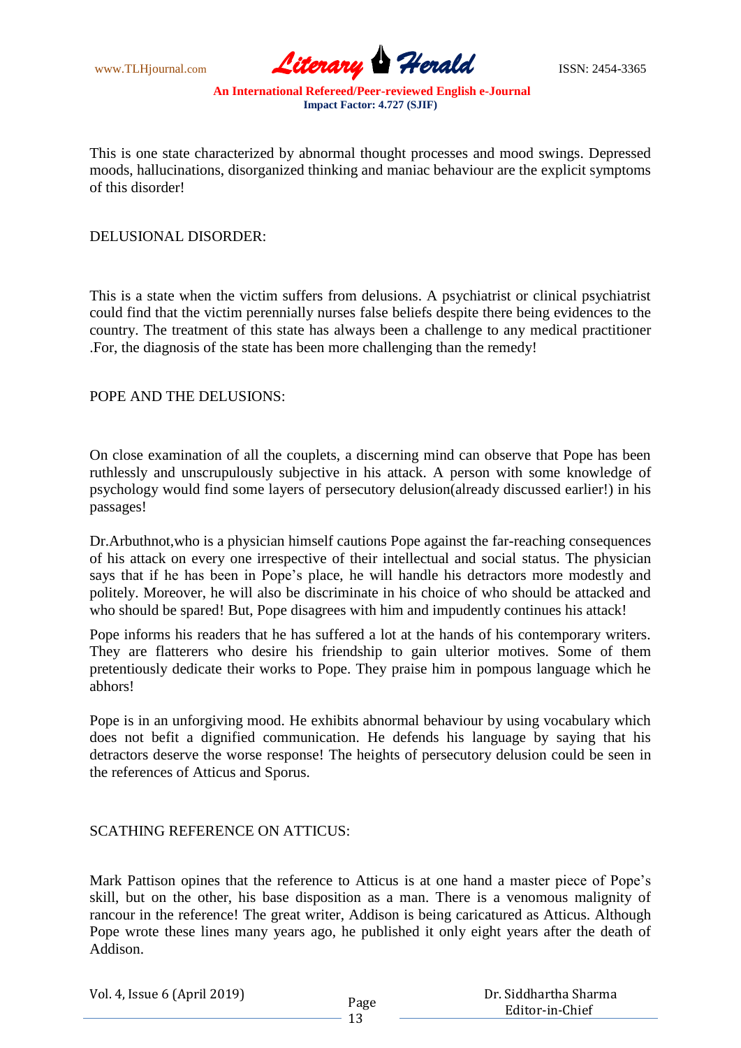This is one state characterized by abnormal thought processes and mood swings. Depressed moods, hallucinations, disorganized thinking and maniac behaviour are the explicit symptoms of this disorder!

## DELUSIONAL DISORDER:

This is a state when the victim suffers from delusions. A psychiatrist or clinical psychiatrist could find that the victim perennially nurses false beliefs despite there being evidences to the country. The treatment of this state has always been a challenge to any medical practitioner .For, the diagnosis of the state has been more challenging than the remedy!

## POPE AND THE DELUSIONS:

On close examination of all the couplets, a discerning mind can observe that Pope has been ruthlessly and unscrupulously subjective in his attack. A person with some knowledge of psychology would find some layers of persecutory delusion(already discussed earlier!) in his passages!

Dr.Arbuthnot,who is a physician himself cautions Pope against the far-reaching consequences of his attack on every one irrespective of their intellectual and social status. The physician says that if he has been in Pope's place, he will handle his detractors more modestly and politely. Moreover, he will also be discriminate in his choice of who should be attacked and who should be spared! But, Pope disagrees with him and impudently continues his attack!

Pope informs his readers that he has suffered a lot at the hands of his contemporary writers. They are flatterers who desire his friendship to gain ulterior motives. Some of them pretentiously dedicate their works to Pope. They praise him in pompous language which he abhors!

Pope is in an unforgiving mood. He exhibits abnormal behaviour by using vocabulary which does not befit a dignified communication. He defends his language by saying that his detractors deserve the worse response! The heights of persecutory delusion could be seen in the references of Atticus and Sporus.

## SCATHING REFERENCE ON ATTICUS:

Mark Pattison opines that the reference to Atticus is at one hand a master piece of Pope's skill, but on the other, his base disposition as a man. There is a venomous malignity of rancour in the reference! The great writer, Addison is being caricatured as Atticus. Although Pope wrote these lines many years ago, he published it only eight years after the death of Addison.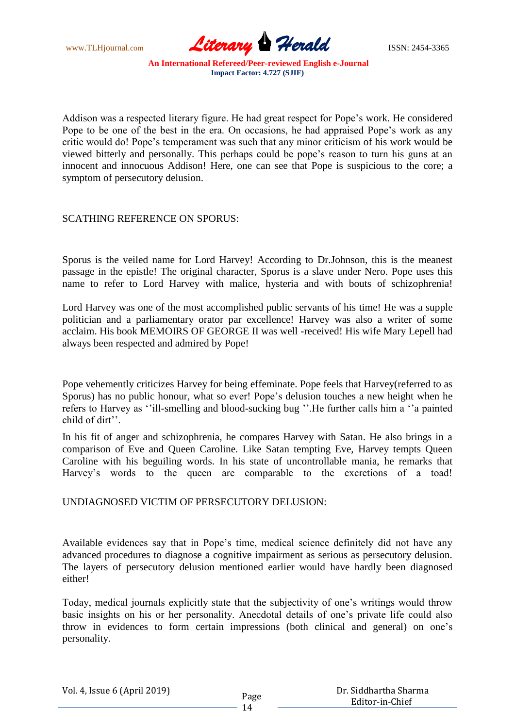Addison was a respected literary figure. He had great respect for Pope's work. He considered Pope to be one of the best in the era. On occasions, he had appraised Pope's work as any critic would do! Pope's temperament was such that any minor criticism of his work would be viewed bitterly and personally. This perhaps could be pope's reason to turn his guns at an innocent and innocuous Addison! Here, one can see that Pope is suspicious to the core; a symptom of persecutory delusion.

## SCATHING REFERENCE ON SPORUS:

Sporus is the veiled name for Lord Harvey! According to Dr.Johnson, this is the meanest passage in the epistle! The original character, Sporus is a slave under Nero. Pope uses this name to refer to Lord Harvey with malice, hysteria and with bouts of schizophrenia!

Lord Harvey was one of the most accomplished public servants of his time! He was a supple politician and a parliamentary orator par excellence! Harvey was also a writer of some acclaim. His book MEMOIRS OF GEORGE II was well -received! His wife Mary Lepell had always been respected and admired by Pope!

Pope vehemently criticizes Harvey for being effeminate. Pope feels that Harvey(referred to as Sporus) has no public honour, what so ever! Pope's delusion touches a new height when he refers to Harvey as ''ill-smelling and blood-sucking bug ''.He further calls him a ''a painted child of dirt''.

In his fit of anger and schizophrenia, he compares Harvey with Satan. He also brings in a comparison of Eve and Queen Caroline. Like Satan tempting Eve, Harvey tempts Queen Caroline with his beguiling words. In his state of uncontrollable mania, he remarks that Harvey's words to the queen are comparable to the excretions of a toad!

## UNDIAGNOSED VICTIM OF PERSECUTORY DELUSION:

Available evidences say that in Pope's time, medical science definitely did not have any advanced procedures to diagnose a cognitive impairment as serious as persecutory delusion. The layers of persecutory delusion mentioned earlier would have hardly been diagnosed either!

Today, medical journals explicitly state that the subjectivity of one's writings would throw basic insights on his or her personality. Anecdotal details of one's private life could also throw in evidences to form certain impressions (both clinical and general) on one's personality.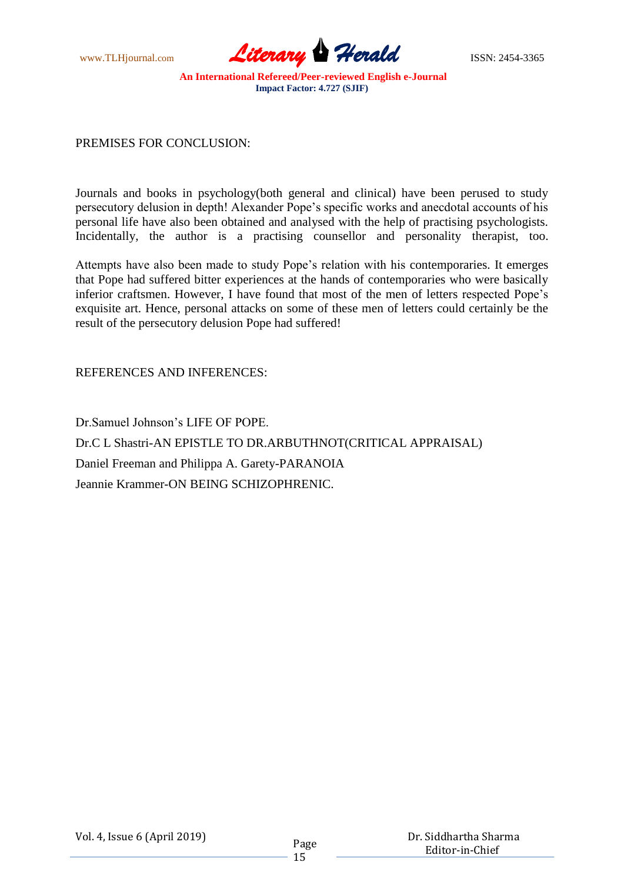PREMISES FOR CONCLUSION:

Journals and books in psychology(both general and clinical) have been perused to study persecutory delusion in depth! Alexander Pope's specific works and anecdotal accounts of his personal life have also been obtained and analysed with the help of practising psychologists. Incidentally, the author is a practising counsellor and personality therapist, too.

Attempts have also been made to study Pope's relation with his contemporaries. It emerges that Pope had suffered bitter experiences at the hands of contemporaries who were basically inferior craftsmen. However, I have found that most of the men of letters respected Pope's exquisite art. Hence, personal attacks on some of these men of letters could certainly be the result of the persecutory delusion Pope had suffered!

REFERENCES AND INFERENCES:

Dr.Samuel Johnson's LIFE OF POPE.

Dr.C L Shastri-AN EPISTLE TO DR.ARBUTHNOT(CRITICAL APPRAISAL)

Daniel Freeman and Philippa A. Garety-PARANOIA

Jeannie Krammer-ON BEING SCHIZOPHRENIC.